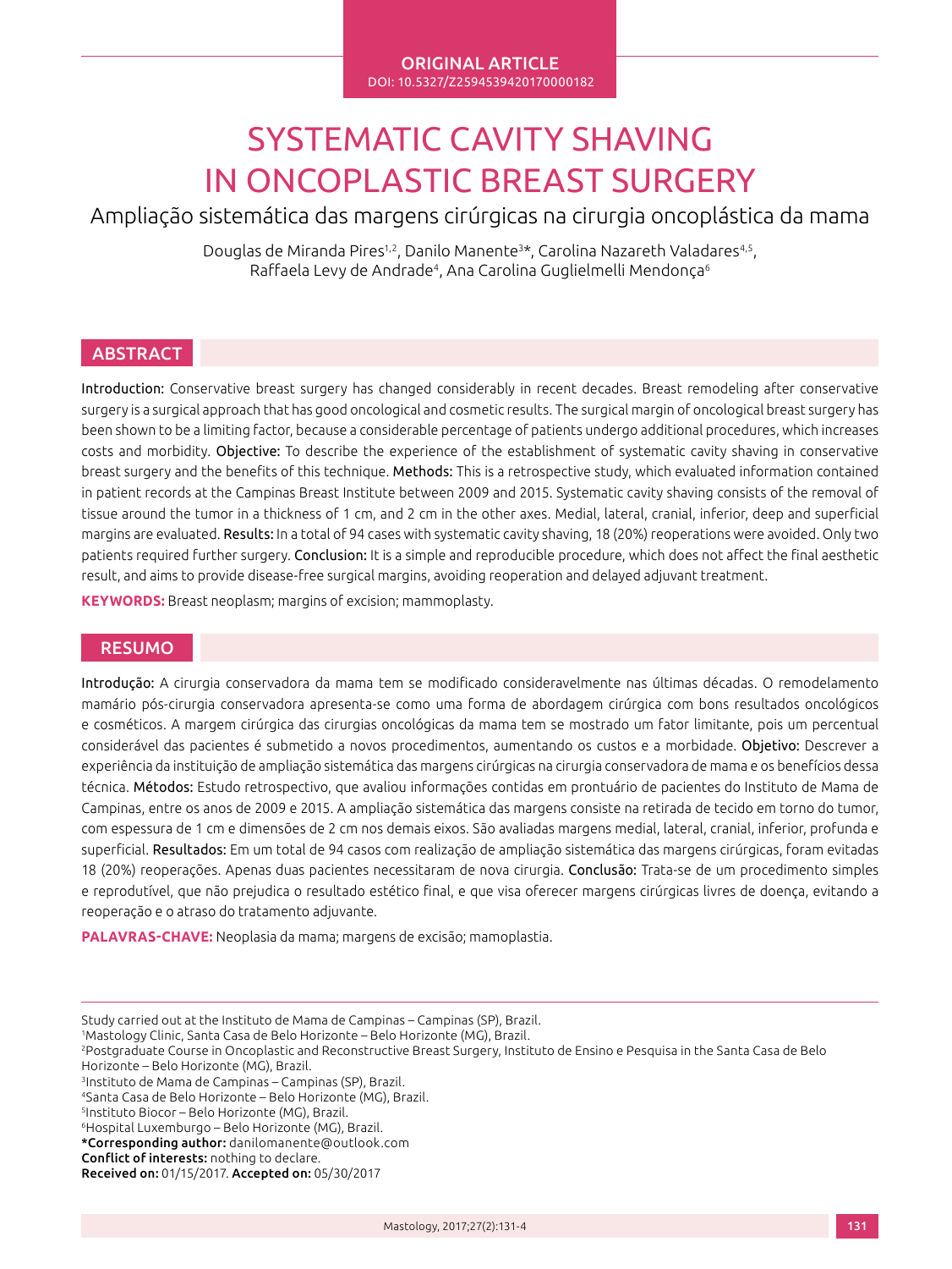ORIGINAL ARTICLE

DOI: 10.5327/Z2594539420170000182

# SYSTEMATIC CAVITY SHAVING IN ONCOPLASTIC BREAST SURGERY

## Ampliação sistemática das margens cirúrgicas na cirurgia oncoplástica da mama

Douglas de Miranda Pires[1,2], Danilo Manente[3]*, Carolina Nazareth Valadares[4,5], Raffaela Levy de Andrade[4], Ana Carolina Guglielmelli Mendonça[6]

## ABSTRACT

Introduction: Conservative breast surgery has changed considerably in recent decades. Breast remodeling after conservative surgery is a surgical approach that has good oncological and cosmetic results. The surgical margin of oncological breast surgery has been shown to be a limiting factor, because a considerable percentage of patients undergo additional procedures, which increases costs and morbidity. Objective: To describe the experience of the establishment of systematic cavity shaving in conservative breast surgery and the benefits of this technique. Methods: This is a retrospective study, which evaluated information contained in patient records at the Campinas Breast Institute between 2009 and 2015. Systematic cavity shaving consists of the removal of tissue around the tumor in a thickness of 1 cm, and 2 cm in the other axes. Medial, lateral, cranial, inferior, deep and superficial margins are evaluated. Results: In a total of 94 cases with systematic cavity shaving, 18 (20%) reoperations were avoided. Only two patients required further surgery. Conclusion: It is a simple and reproducible procedure, which does not affect the final aesthetic result, and aims to provide disease-free surgical margins, avoiding reoperation and delayed adjuvant treatment.

**KEYWORDS:** Breast neoplasm; margins of excision; mammoplasty.

## RESUMO

Introdução: A cirurgia conservadora da mama tem se modificado consideravelmente nas últimas décadas. O remodelamento mamário pós-cirurgia conservadora apresenta-se como uma forma de abordagem cirúrgica com bons resultados oncológicos e cosméticos. A margem cirúrgica das cirurgias oncológicas da mama tem se mostrado um fator limitante, pois um percentual considerável das pacientes é submetido a novos procedimentos, aumentando os custos e a morbidade. Objetivo: Descrever a experiência da instituição de ampliação sistemática das margens cirúrgicas na cirurgia conservadora de mama e os benefícios dessa técnica. Métodos: Estudo retrospectivo, que avaliou informações contidas em prontuário de pacientes do Instituto de Mama de Campinas, entre os anos de 2009 e 2015. A ampliação sistemática das margens consiste na retirada de tecido em torno do tumor, com espessura de 1 cm e dimensões de 2 cm nos demais eixos. São avaliadas margens medial, lateral, cranial, inferior, profunda e superficial. Resultados: Em um total de 94 casos com realização de ampliação sistemática das margens cirúrgicas, foram evitadas 18 (20%) reoperações. Apenas duas pacientes necessitaram de nova cirurgia. Conclusão: Trata-se de um procedimento simples e reprodutível, que não prejudica o resultado estético final, e que visa oferecer margens cirúrgicas livres de doença, evitando a reoperação e o atraso do tratamento adjuvante.

**PALAVRAS-CHAVE:** Neoplasia da mama; margens de excisão; mamoplastia.

---

Study carried out at the Instituto de Mama de Campinas – Campinas (SP), Brazil.

[1]Mastology Clinic, Santa Casa de Belo Horizonte – Belo Horizonte (MG), Brazil.

[2]Postgraduate Course in Oncoplastic and Reconstructive Breast Surgery, Instituto de Ensino e Pesquisa in the Santa Casa de Belo Horizonte – Belo Horizonte (MG), Brazil.

[3]Instituto de Mama de Campinas – Campinas (SP), Brazil.

[4]Santa Casa de Belo Horizonte – Belo Horizonte (MG), Brazil.

[5]Instituto Biocor – Belo Horizonte (MG), Brazil.

[6]Hospital Luxemburgo – Belo Horizonte (MG), Brazil.

**\*Corresponding author:** danilomanente@outlook.com

**Conflict of interests:** nothing to declare.

**Received on:** 01/15/2017. **Accepted on:** 05/30/2017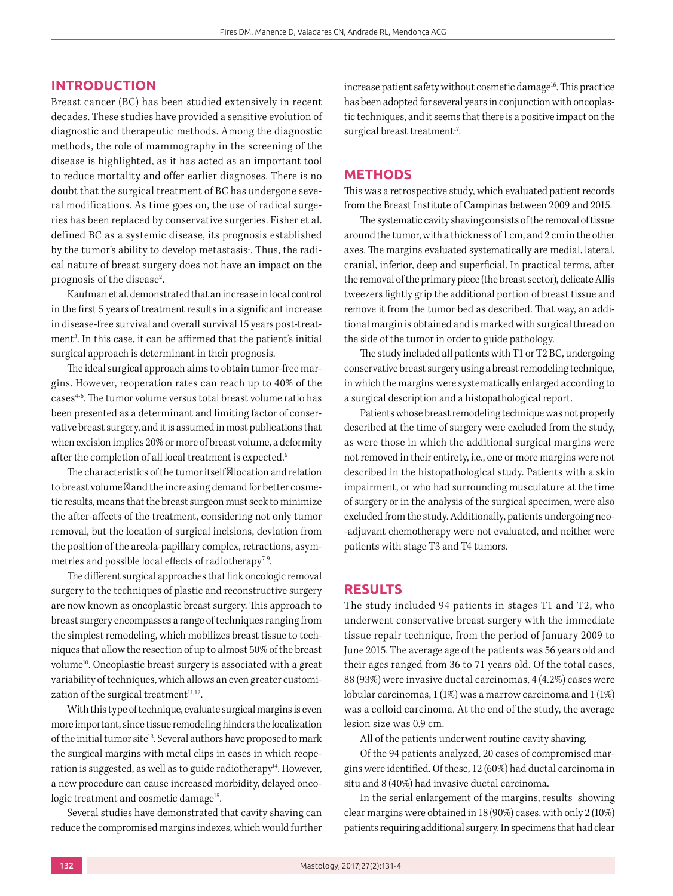## INTRODUCTION

Breast cancer (BC) has been studied extensively in recent decades. These studies have provided a sensitive evolution of diagnostic and therapeutic methods. Among the diagnostic methods, the role of mammography in the screening of the disease is highlighted, as it has acted as an important tool to reduce mortality and offer earlier diagnoses. There is no doubt that the surgical treatment of BC has undergone several modifications. As time goes on, the use of radical surgeries has been replaced by conservative surgeries. Fisher et al. defined BC as a systemic disease, its prognosis established by the tumor's ability to develop metastasis[1]. Thus, the radical nature of breast surgery does not have an impact on the prognosis of the disease[2].

Kaufman et al. demonstrated that an increase in local control in the first 5 years of treatment results in a significant increase in disease-free survival and overall survival 15 years post-treatment[3]. In this case, it can be affirmed that the patient's initial surgical approach is determinant in their prognosis.

The ideal surgical approach aims to obtain tumor-free margins. However, reoperation rates can reach up to 40% of the cases[4-6]. The tumor volume versus total breast volume ratio has been presented as a determinant and limiting factor of conservative breast surgery, and it is assumed in most publications that when excision implies 20% or more of breast volume, a deformity after the completion of all local treatment is expected.[6]

The characteristics of the tumor itself location and relation to breast volume and the increasing demand for better cosmetic results, means that the breast surgeon must seek to minimize the after-affects of the treatment, considering not only tumor removal, but the location of surgical incisions, deviation from the position of the areola-papillary complex, retractions, asymmetries and possible local effects of radiotherapy[7-9].

The different surgical approaches that link oncologic removal surgery to the techniques of plastic and reconstructive surgery are now known as oncoplastic breast surgery. This approach to breast surgery encompasses a range of techniques ranging from the simplest remodeling, which mobilizes breast tissue to techniques that allow the resection of up to almost 50% of the breast volume[10]. Oncoplastic breast surgery is associated with a great variability of techniques, which allows an even greater customization of the surgical treatment[11,12].

With this type of technique, evaluate surgical margins is even more important, since tissue remodeling hinders the localization of the initial tumor site[13]. Several authors have proposed to mark the surgical margins with metal clips in cases in which reoperation is suggested, as well as to guide radiotherapy[14]. However, a new procedure can cause increased morbidity, delayed oncologic treatment and cosmetic damage[15].

Several studies have demonstrated that cavity shaving can reduce the compromised margins indexes, which would further increase patient safety without cosmetic damage[16]. This practice has been adopted for several years in conjunction with oncoplastic techniques, and it seems that there is a positive impact on the surgical breast treatment[17].

## METHODS

This was a retrospective study, which evaluated patient records from the Breast Institute of Campinas between 2009 and 2015.

The systematic cavity shaving consists of the removal of tissue around the tumor, with a thickness of 1 cm, and 2 cm in the other axes. The margins evaluated systematically are medial, lateral, cranial, inferior, deep and superficial. In practical terms, after the removal of the primary piece (the breast sector), delicate Allis tweezers lightly grip the additional portion of breast tissue and remove it from the tumor bed as described. That way, an additional margin is obtained and is marked with surgical thread on the side of the tumor in order to guide pathology.

The study included all patients with T1 or T2 BC, undergoing conservative breast surgery using a breast remodeling technique, in which the margins were systematically enlarged according to a surgical description and a histopathological report.

Patients whose breast remodeling technique was not properly described at the time of surgery were excluded from the study, as were those in which the additional surgical margins were not removed in their entirety, i.e., one or more margins were not described in the histopathological study. Patients with a skin impairment, or who had surrounding musculature at the time of surgery or in the analysis of the surgical specimen, were also excluded from the study. Additionally, patients undergoing neo-adjuvant chemotherapy were not evaluated, and neither were patients with stage T3 and T4 tumors.

## RESULTS

The study included 94 patients in stages T1 and T2, who underwent conservative breast surgery with the immediate tissue repair technique, from the period of January 2009 to June 2015. The average age of the patients was 56 years old and their ages ranged from 36 to 71 years old. Of the total cases, 88 (93%) were invasive ductal carcinomas, 4 (4.2%) cases were lobular carcinomas, 1 (1%) was a marrow carcinoma and 1 (1%) was a colloid carcinoma. At the end of the study, the average lesion size was 0.9 cm.

All of the patients underwent routine cavity shaving.

Of the 94 patients analyzed, 20 cases of compromised margins were identified. Of these, 12 (60%) had ductal carcinoma in situ and 8 (40%) had invasive ductal carcinoma.

In the serial enlargement of the margins, results showing clear margins were obtained in 18 (90%) cases, with only 2 (10%) patients requiring additional surgery. In specimens that had clear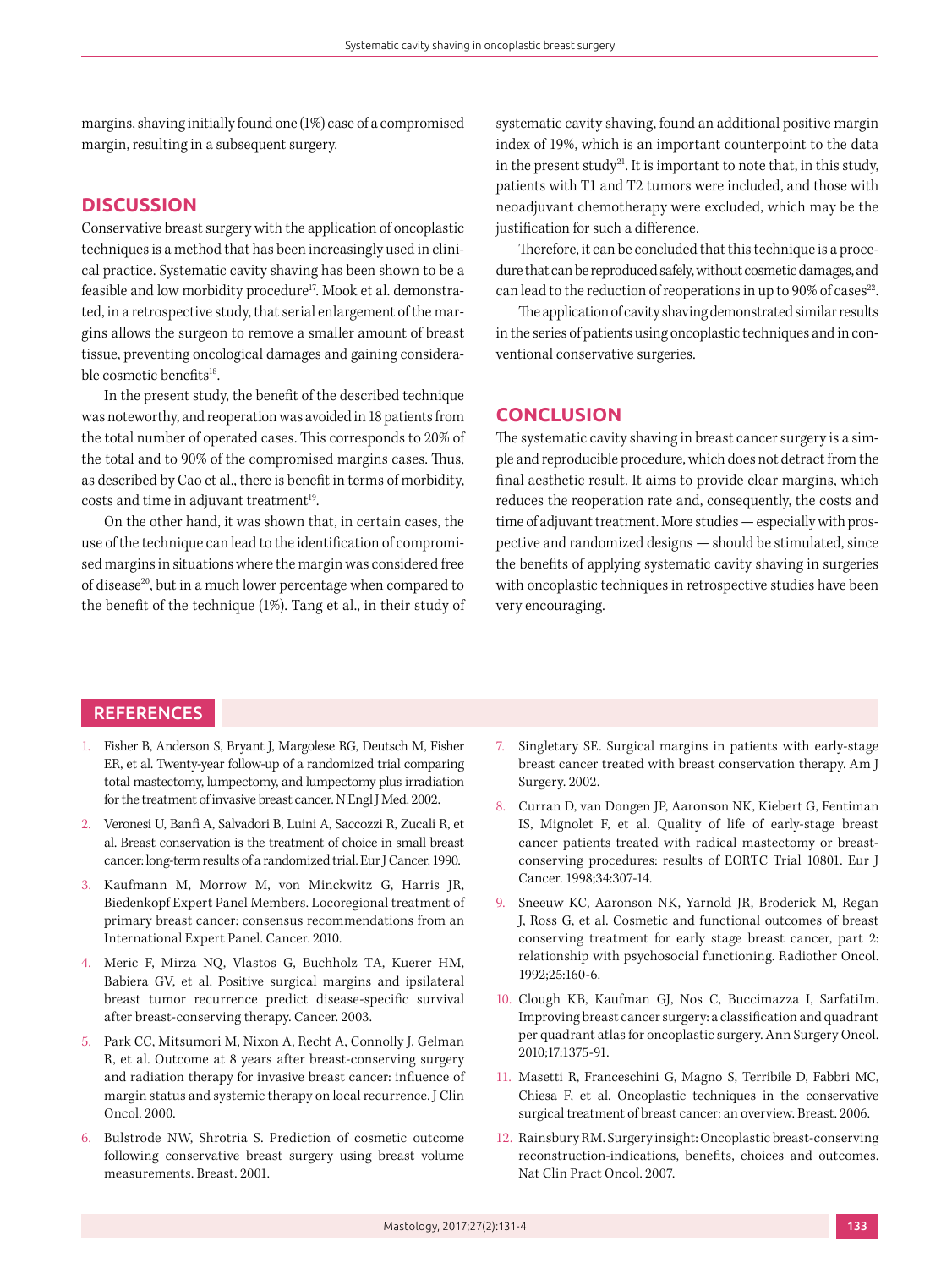margins, shaving initially found one (1%) case of a compromised margin, resulting in a subsequent surgery.

## DISCUSSION

Conservative breast surgery with the application of oncoplastic techniques is a method that has been increasingly used in clinical practice. Systematic cavity shaving has been shown to be a feasible and low morbidity procedure[17]. Mook et al. demonstrated, in a retrospective study, that serial enlargement of the margins allows the surgeon to remove a smaller amount of breast tissue, preventing oncological damages and gaining considerable cosmetic benefits[18].

In the present study, the benefit of the described technique was noteworthy, and reoperation was avoided in 18 patients from the total number of operated cases. This corresponds to 20% of the total and to 90% of the compromised margins cases. Thus, as described by Cao et al., there is benefit in terms of morbidity, costs and time in adjuvant treatment[19].

On the other hand, it was shown that, in certain cases, the use of the technique can lead to the identification of compromised margins in situations where the margin was considered free of disease[20], but in a much lower percentage when compared to the benefit of the technique (1%). Tang et al., in their study of systematic cavity shaving, found an additional positive margin index of 19%, which is an important counterpoint to the data in the present study[21]. It is important to note that, in this study, patients with T1 and T2 tumors were included, and those with neoadjuvant chemotherapy were excluded, which may be the justification for such a difference.

Therefore, it can be concluded that this technique is a procedure that can be reproduced safely, without cosmetic damages, and can lead to the reduction of reoperations in up to 90% of cases[22].

The application of cavity shaving demonstrated similar results in the series of patients using oncoplastic techniques and in conventional conservative surgeries.

## CONCLUSION

The systematic cavity shaving in breast cancer surgery is a simple and reproducible procedure, which does not detract from the final aesthetic result. It aims to provide clear margins, which reduces the reoperation rate and, consequently, the costs and time of adjuvant treatment. More studies — especially with prospective and randomized designs — should be stimulated, since the benefits of applying systematic cavity shaving in surgeries with oncoplastic techniques in retrospective studies have been very encouraging.

## REFERENCES

1. Fisher B, Anderson S, Bryant J, Margolese RG, Deutsch M, Fisher ER, et al. Twenty-year follow-up of a randomized trial comparing total mastectomy, lumpectomy, and lumpectomy plus irradiation for the treatment of invasive breast cancer. N Engl J Med. 2002.
2. Veronesi U, Banfi A, Salvadori B, Luini A, Saccozzi R, Zucali R, et al. Breast conservation is the treatment of choice in small breast cancer: long-term results of a randomized trial. Eur J Cancer. 1990.
3. Kaufmann M, Morrow M, von Minckwitz G, Harris JR, Biedenkopf Expert Panel Members. Locoregional treatment of primary breast cancer: consensus recommendations from an International Expert Panel. Cancer. 2010.
4. Meric F, Mirza NQ, Vlastos G, Buchholz TA, Kuerer HM, Babiera GV, et al. Positive surgical margins and ipsilateral breast tumor recurrence predict disease-specific survival after breast-conserving therapy. Cancer. 2003.
5. Park CC, Mitsumori M, Nixon A, Recht A, Connolly J, Gelman R, et al. Outcome at 8 years after breast-conserving surgery and radiation therapy for invasive breast cancer: influence of margin status and systemic therapy on local recurrence. J Clin Oncol. 2000.
6. Bulstrode NW, Shrotria S. Prediction of cosmetic outcome following conservative breast surgery using breast volume measurements. Breast. 2001.
7. Singletary SE. Surgical margins in patients with early-stage breast cancer treated with breast conservation therapy. Am J Surgery. 2002.
8. Curran D, van Dongen JP, Aaronson NK, Kiebert G, Fentiman IS, Mignolet F, et al. Quality of life of early-stage breast cancer patients treated with radical mastectomy or breast-conserving procedures: results of EORTC Trial 10801. Eur J Cancer. 1998;34:307-14.
9. Sneeuw KC, Aaronson NK, Yarnold JR, Broderick M, Regan J, Ross G, et al. Cosmetic and functional outcomes of breast conserving treatment for early stage breast cancer, part 2: relationship with psychosocial functioning. Radiother Oncol. 1992;25:160-6.
10. Clough KB, Kaufman GJ, Nos C, Buccimazza I, SarfatiIm. Improving breast cancer surgery: a classification and quadrant per quadrant atlas for oncoplastic surgery. Ann Surgery Oncol. 2010;17:1375-91.
11. Masetti R, Franceschini G, Magno S, Terribile D, Fabbri MC, Chiesa F, et al. Oncoplastic techniques in the conservative surgical treatment of breast cancer: an overview. Breast. 2006.
12. Rainsbury RM. Surgery insight: Oncoplastic breast-conserving reconstruction-indications, benefits, choices and outcomes. Nat Clin Pract Oncol. 2007.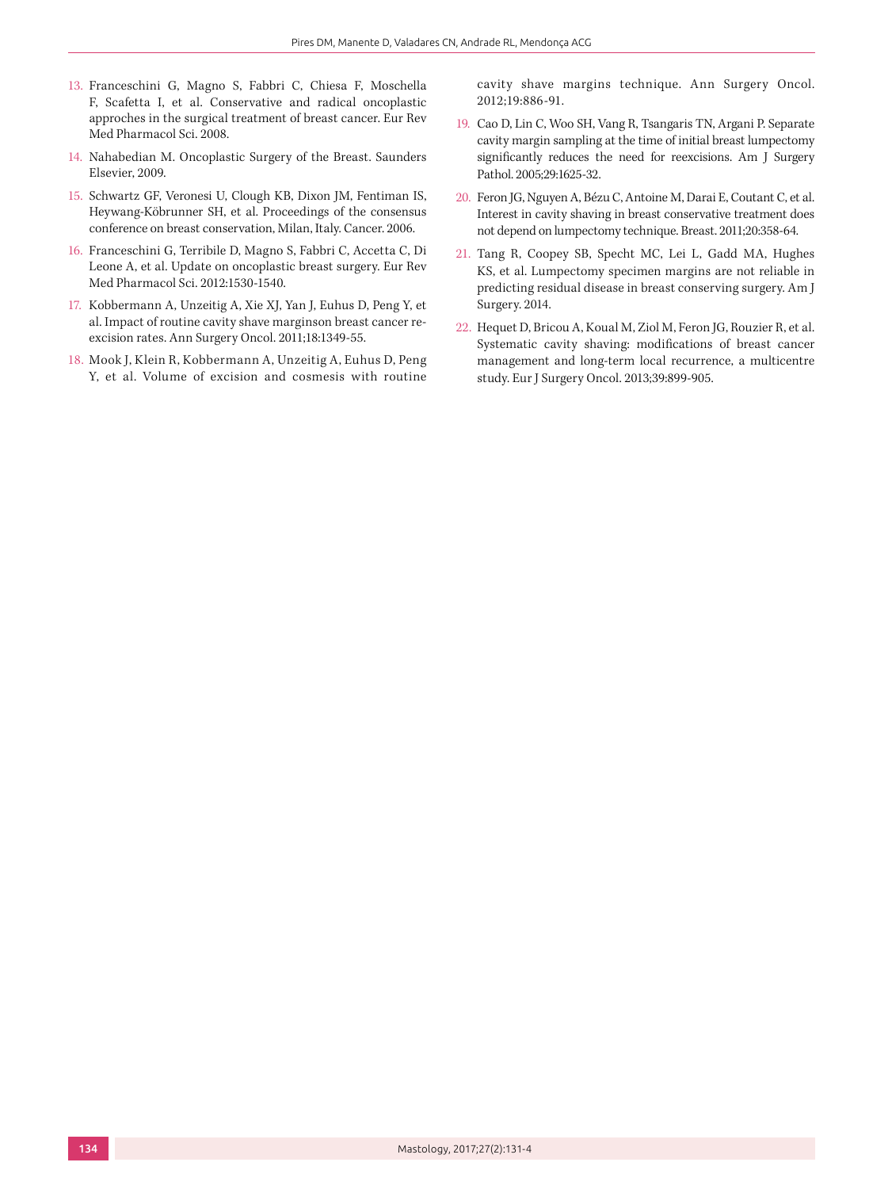13. Franceschini G, Magno S, Fabbri C, Chiesa F, Moschella F, Scafetta I, et al. Conservative and radical oncoplastic approches in the surgical treatment of breast cancer. Eur Rev Med Pharmacol Sci. 2008.
14. Nahabedian M. Oncoplastic Surgery of the Breast. Saunders Elsevier, 2009.
15. Schwartz GF, Veronesi U, Clough KB, Dixon JM, Fentiman IS, Heywang-Köbrunner SH, et al. Proceedings of the consensus conference on breast conservation, Milan, Italy. Cancer. 2006.
16. Franceschini G, Terribile D, Magno S, Fabbri C, Accetta C, Di Leone A, et al. Update on oncoplastic breast surgery. Eur Rev Med Pharmacol Sci. 2012:1530-1540.
17. Kobbermann A, Unzeitig A, Xie XJ, Yan J, Euhus D, Peng Y, et al. Impact of routine cavity shave marginson breast cancer re-excision rates. Ann Surgery Oncol. 2011;18:1349-55.
18. Mook J, Klein R, Kobbermann A, Unzeitig A, Euhus D, Peng Y, et al. Volume of excision and cosmesis with routine cavity shave margins technique. Ann Surgery Oncol. 2012;19:886-91.
19. Cao D, Lin C, Woo SH, Vang R, Tsangaris TN, Argani P. Separate cavity margin sampling at the time of initial breast lumpectomy significantly reduces the need for reexcisions. Am J Surgery Pathol. 2005;29:1625-32.
20. Feron JG, Nguyen A, Bézu C, Antoine M, Darai E, Coutant C, et al. Interest in cavity shaving in breast conservative treatment does not depend on lumpectomy technique. Breast. 2011;20:358-64.
21. Tang R, Coopey SB, Specht MC, Lei L, Gadd MA, Hughes KS, et al. Lumpectomy specimen margins are not reliable in predicting residual disease in breast conserving surgery. Am J Surgery. 2014.
22. Hequet D, Bricou A, Koual M, Ziol M, Feron JG, Rouzier R, et al. Systematic cavity shaving: modifications of breast cancer management and long-term local recurrence, a multicentre study. Eur J Surgery Oncol. 2013;39:899-905.